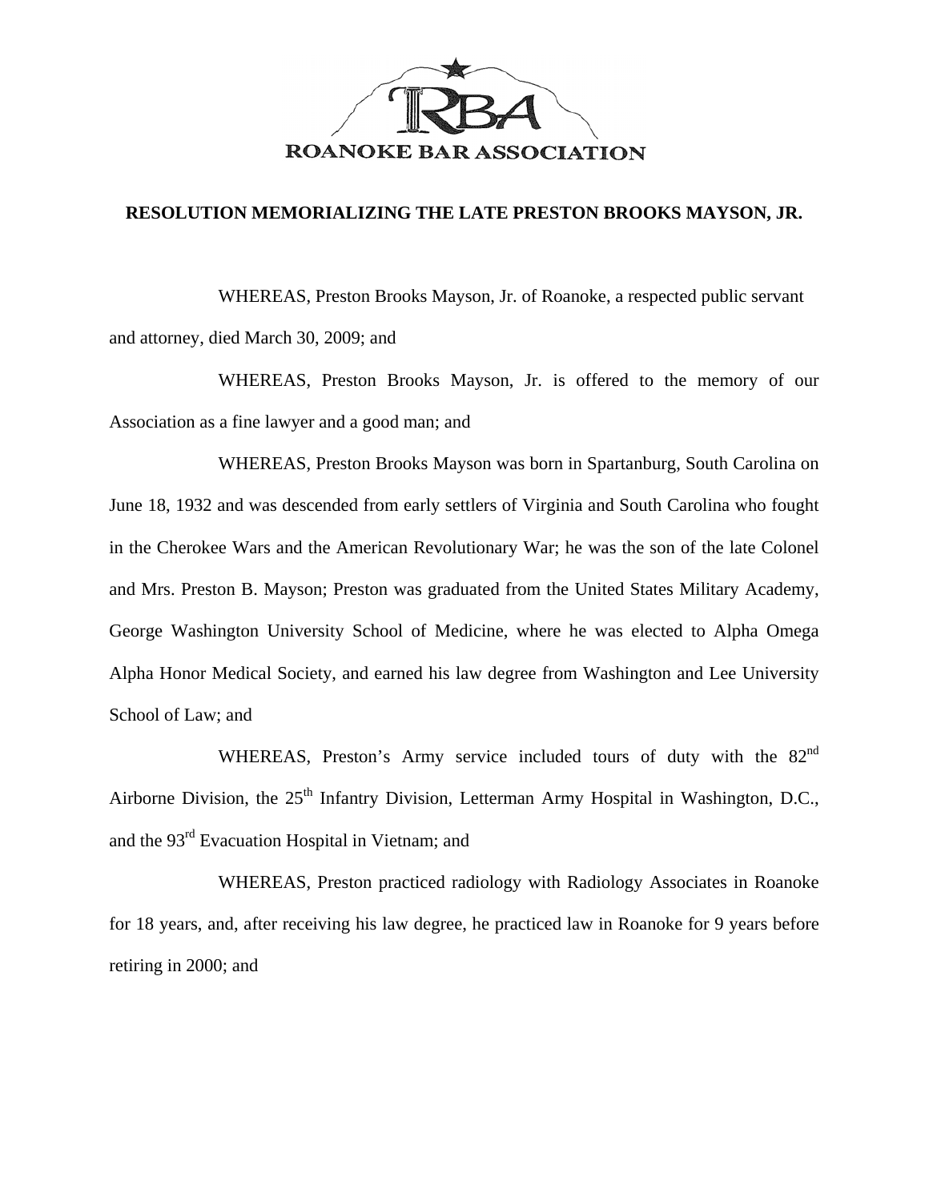ROANOKE BAR ASSOCIATION

**RESOLUTION MEMORIALIZING THE LATE PRESTON BROOKS MAYSON, JR.**

WHEREAS, Preston Brooks Mayson, Jr. of Roanoke, a respected public servant and attorney, died March 30, 2009; and

WHEREAS, Preston Brooks Mayson, Jr. is offered to the memory of our Association as a fine lawyer and a good man; and

WHEREAS, Preston Brooks Mayson was born in Spartanburg, South Carolina on June 18, 1932 and was descended from early settlers of Virginia and South Carolina who fought in the Cherokee Wars and the American Revolutionary War; he was the son of the late Colonel and Mrs. Preston B. Mayson; Preston was graduated from the United States Military Academy, George Washington University School of Medicine, where he was elected to Alpha Omega Alpha Honor Medical Society, and earned his law degree from Washington and Lee University School of Law; and

WHEREAS, Preston's Army service included tours of duty with the 82nd Airborne Division, the 25th Infantry Division, Letterman Army Hospital in Washington, D.C., and the 93rd Evacuation Hospital in Vietnam; and

WHEREAS, Preston practiced radiology with Radiology Associates in Roanoke for 18 years, and, after receiving his law degree, he practiced law in Roanoke for 9 years before retiring in 2000; and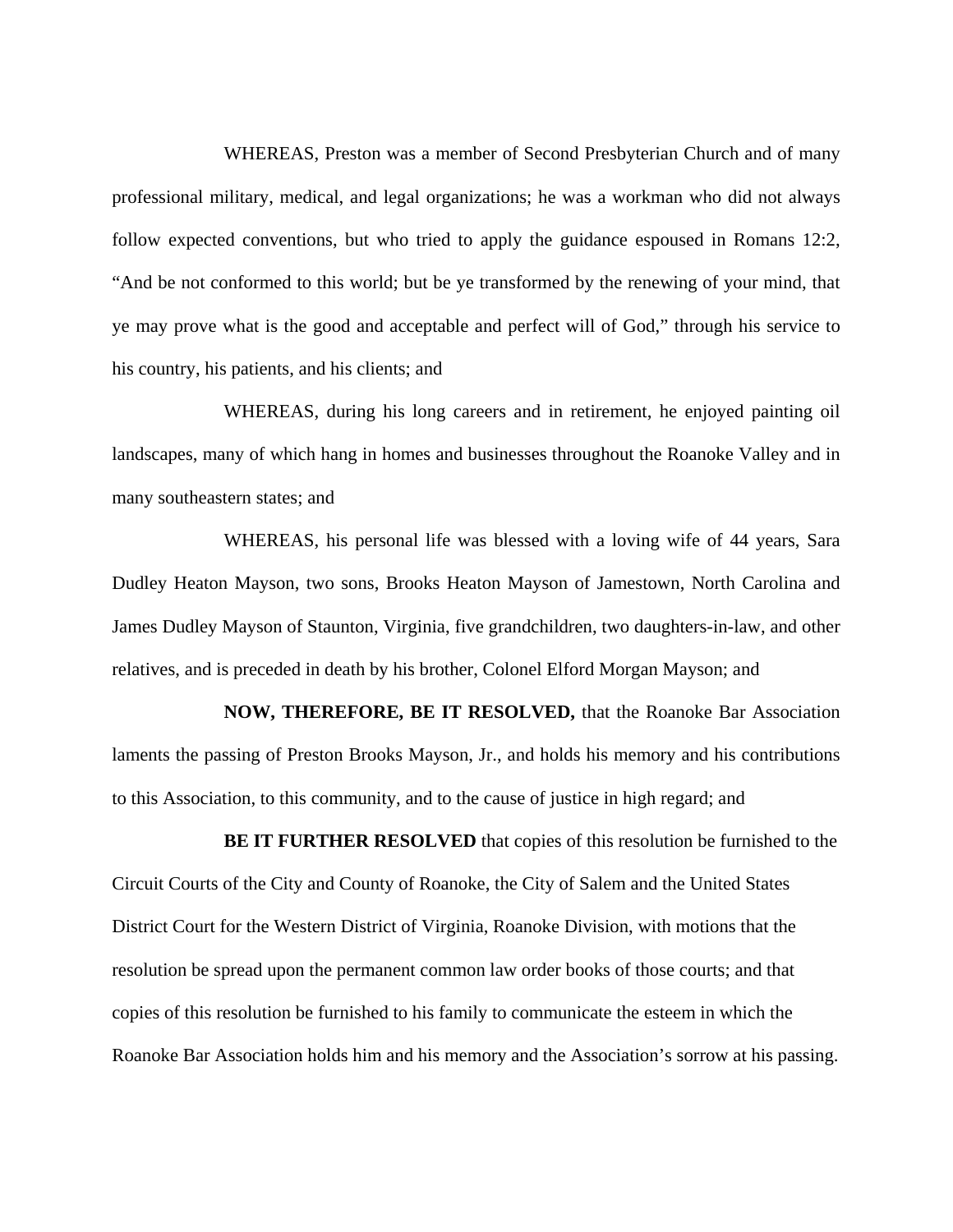WHEREAS, Preston was a member of Second Presbyterian Church and of many professional military, medical, and legal organizations; he was a workman who did not always follow expected conventions, but who tried to apply the guidance espoused in Romans 12:2, “And be not conformed to this world; but be ye transformed by the renewing of your mind, that ye may prove what is the good and acceptable and perfect will of God,” through his service to his country, his patients, and his clients; and

WHEREAS, during his long careers and in retirement, he enjoyed painting oil landscapes, many of which hang in homes and businesses throughout the Roanoke Valley and in many southeastern states; and

WHEREAS, his personal life was blessed with a loving wife of 44 years, Sara Dudley Heaton Mayson, two sons, Brooks Heaton Mayson of Jamestown, North Carolina and James Dudley Mayson of Staunton, Virginia, five grandchildren, two daughters-in-law, and other relatives, and is preceded in death by his brother, Colonel Elford Morgan Mayson; and

**NOW, THEREFORE, BE IT RESOLVED,** that the Roanoke Bar Association laments the passing of Preston Brooks Mayson, Jr., and holds his memory and his contributions to this Association, to this community, and to the cause of justice in high regard; and

**BE IT FURTHER RESOLVED** that copies of this resolution be furnished to the Circuit Courts of the City and County of Roanoke, the City of Salem and the United States District Court for the Western District of Virginia, Roanoke Division, with motions that the resolution be spread upon the permanent common law order books of those courts; and that copies of this resolution be furnished to his family to communicate the esteem in which the Roanoke Bar Association holds him and his memory and the Association’s sorrow at his passing.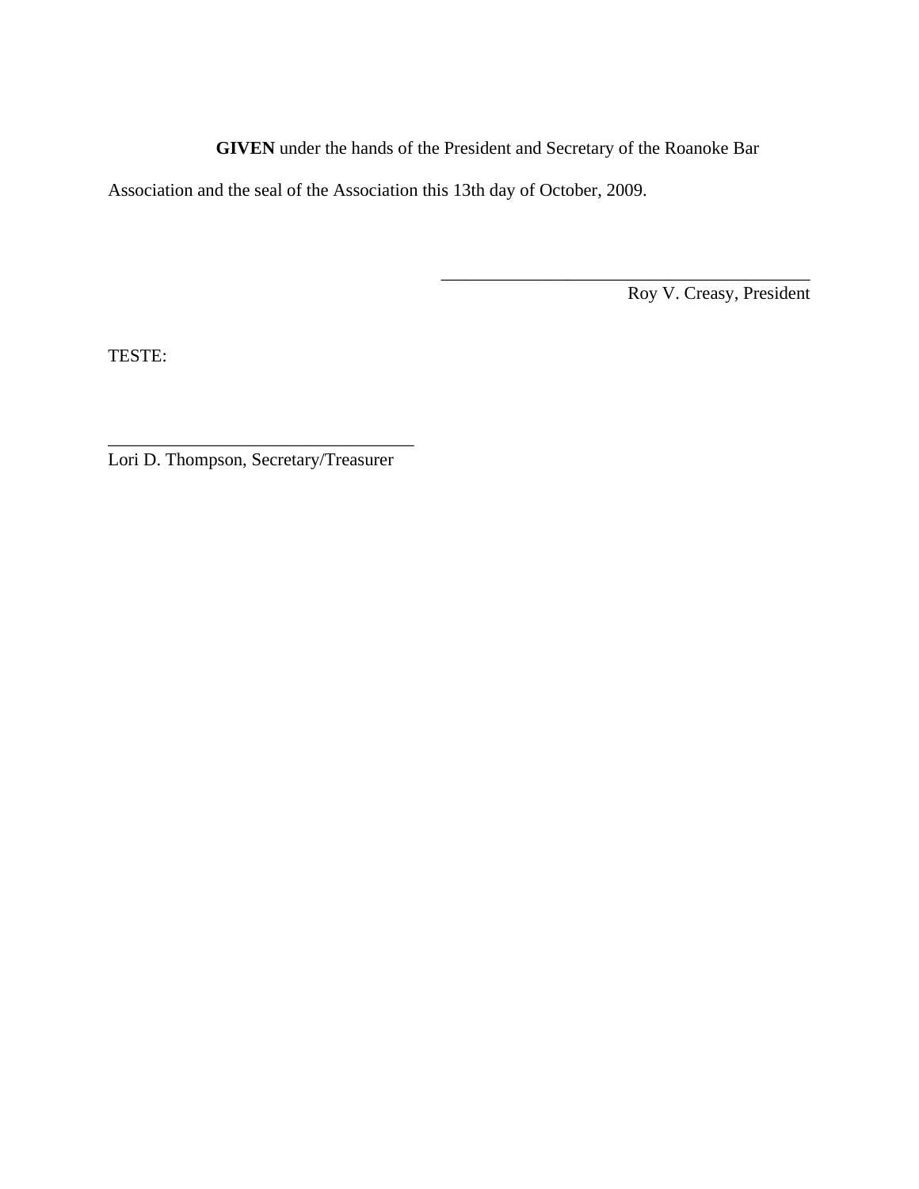**GIVEN** under the hands of the President and Secretary of the Roanoke Bar Association and the seal of the Association this 13th day of October, 2009.

\_\_\_\_\_\_\_\_\_\_\_\_\_\_\_\_\_\_\_\_\_\_\_\_\_\_\_\_\_\_\_\_\_\_\_\_\_\_\_\_\_\_

Roy V. Creasy, President

TESTE:

\_\_\_\_\_\_\_\_\_\_\_\_\_\_\_\_\_\_\_\_\_\_\_\_\_\_\_\_\_\_\_\_\_\_\_\_

Lori D. Thompson, Secretary/Treasurer